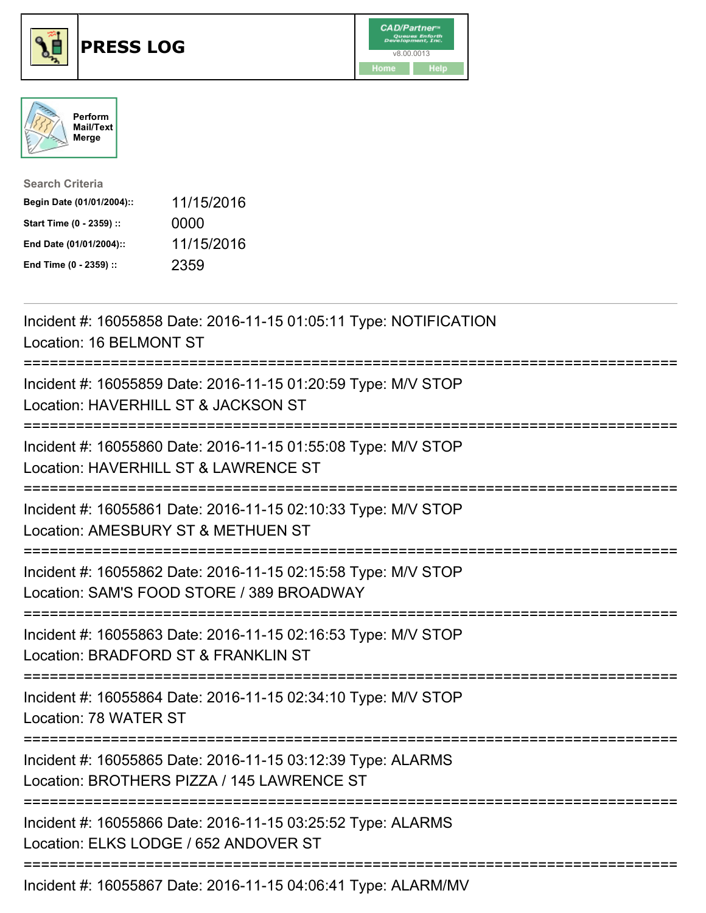# PRESS LOG

Perform Mail/Text Merge

**Search Criteria**

| | |
|---|---|
| **Begin Date (01/01/2004)::** | 11/15/2016 |
| **Start Time (0 - 2359) ::** | 0000 |
| **End Date (01/01/2004)::** | 11/15/2016 |
| **End Time (0 - 2359) ::** | 2359 |

Incident #: 16055858 Date: 2016-11-15 01:05:11 Type: NOTIFICATION
Location: 16 BELMONT ST

===========================================================================

Incident #: 16055859 Date: 2016-11-15 01:20:59 Type: M/V STOP
Location: HAVERHILL ST & JACKSON ST

===========================================================================

Incident #: 16055860 Date: 2016-11-15 01:55:08 Type: M/V STOP
Location: HAVERHILL ST & LAWRENCE ST

===========================================================================

Incident #: 16055861 Date: 2016-11-15 02:10:33 Type: M/V STOP
Location: AMESBURY ST & METHUEN ST

===========================================================================

Incident #: 16055862 Date: 2016-11-15 02:15:58 Type: M/V STOP
Location: SAM'S FOOD STORE / 389 BROADWAY

===========================================================================

Incident #: 16055863 Date: 2016-11-15 02:16:53 Type: M/V STOP
Location: BRADFORD ST & FRANKLIN ST

===========================================================================

Incident #: 16055864 Date: 2016-11-15 02:34:10 Type: M/V STOP
Location: 78 WATER ST

===========================================================================

Incident #: 16055865 Date: 2016-11-15 03:12:39 Type: ALARMS
Location: BROTHERS PIZZA / 145 LAWRENCE ST

===========================================================================

Incident #: 16055866 Date: 2016-11-15 03:25:52 Type: ALARMS
Location: ELKS LODGE / 652 ANDOVER ST

===========================================================================

Incident #: 16055867 Date: 2016-11-15 04:06:41 Type: ALARM/MV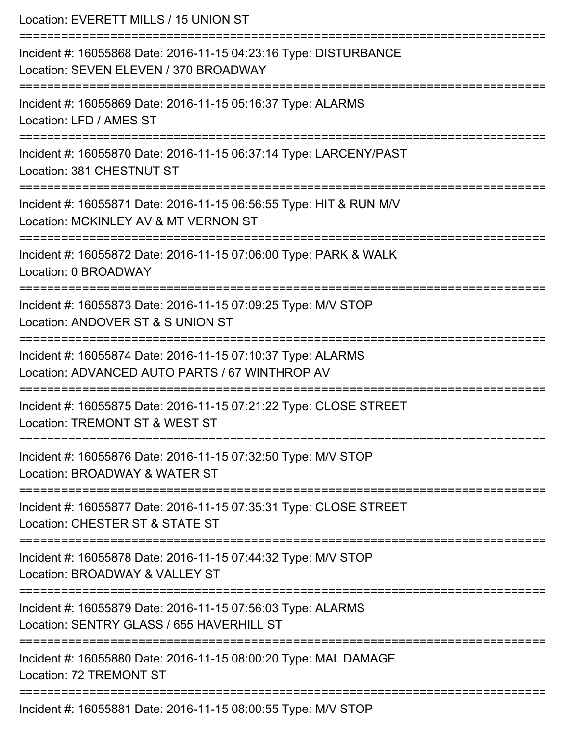Location: EVERETT MILLS / 15 UNION ST

===========================================================================

Incident #: 16055868 Date: 2016-11-15 04:23:16 Type: DISTURBANCE
Location: SEVEN ELEVEN / 370 BROADWAY

===========================================================================

Incident #: 16055869 Date: 2016-11-15 05:16:37 Type: ALARMS
Location: LFD / AMES ST

===========================================================================

Incident #: 16055870 Date: 2016-11-15 06:37:14 Type: LARCENY/PAST
Location: 381 CHESTNUT ST

===========================================================================

Incident #: 16055871 Date: 2016-11-15 06:56:55 Type: HIT & RUN M/V
Location: MCKINLEY AV & MT VERNON ST

===========================================================================

Incident #: 16055872 Date: 2016-11-15 07:06:00 Type: PARK & WALK
Location: 0 BROADWAY

===========================================================================

Incident #: 16055873 Date: 2016-11-15 07:09:25 Type: M/V STOP
Location: ANDOVER ST & S UNION ST

===========================================================================

Incident #: 16055874 Date: 2016-11-15 07:10:37 Type: ALARMS
Location: ADVANCED AUTO PARTS / 67 WINTHROP AV

===========================================================================

Incident #: 16055875 Date: 2016-11-15 07:21:22 Type: CLOSE STREET
Location: TREMONT ST & WEST ST

===========================================================================

Incident #: 16055876 Date: 2016-11-15 07:32:50 Type: M/V STOP
Location: BROADWAY & WATER ST

===========================================================================

Incident #: 16055877 Date: 2016-11-15 07:35:31 Type: CLOSE STREET
Location: CHESTER ST & STATE ST

===========================================================================

Incident #: 16055878 Date: 2016-11-15 07:44:32 Type: M/V STOP
Location: BROADWAY & VALLEY ST

===========================================================================

Incident #: 16055879 Date: 2016-11-15 07:56:03 Type: ALARMS
Location: SENTRY GLASS / 655 HAVERHILL ST

===========================================================================

Incident #: 16055880 Date: 2016-11-15 08:00:20 Type: MAL DAMAGE
Location: 72 TREMONT ST

===========================================================================

Incident #: 16055881 Date: 2016-11-15 08:00:55 Type: M/V STOP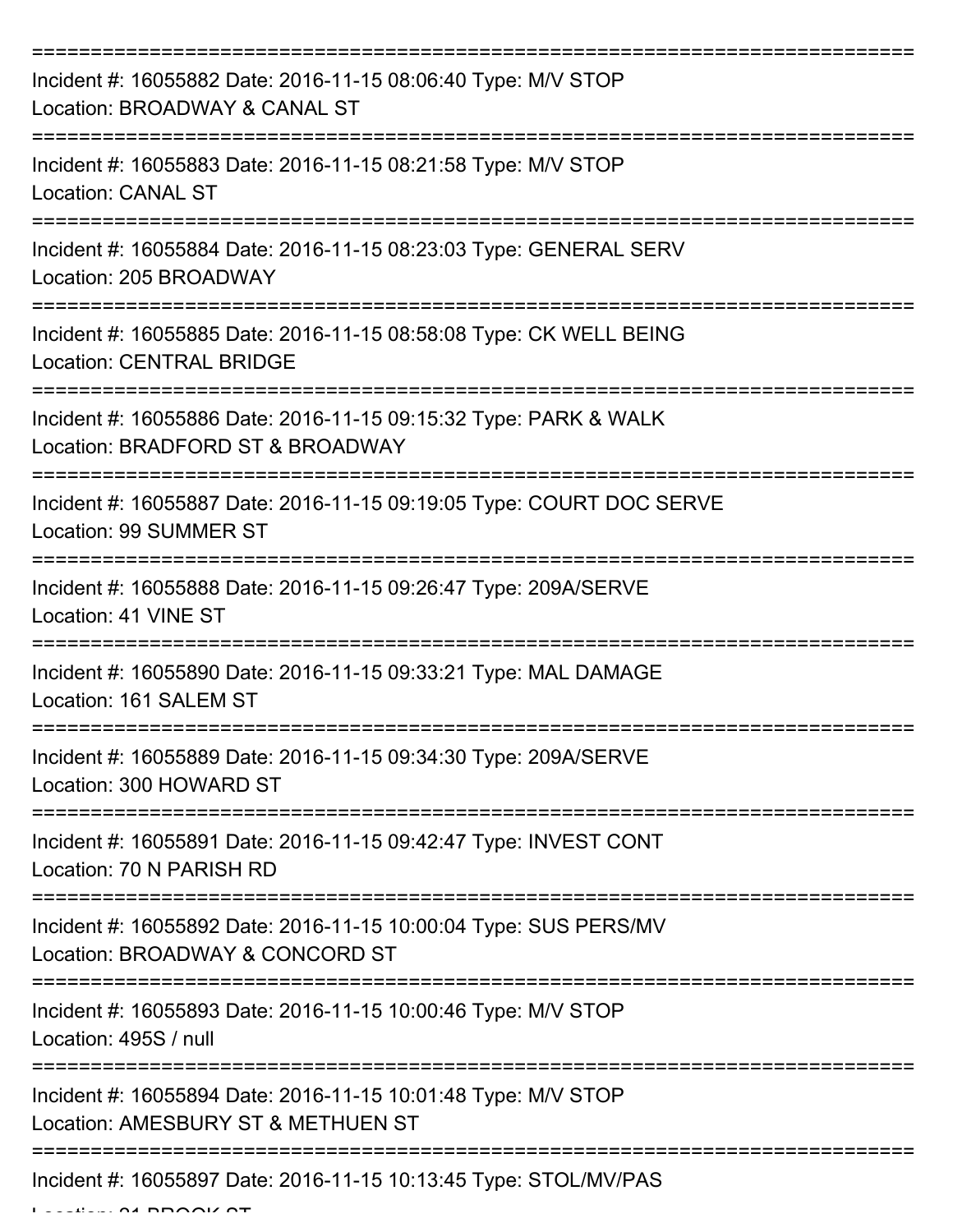===========================================================================

Incident #: 16055882 Date: 2016-11-15 08:06:40 Type: M/V STOP
Location: BROADWAY & CANAL ST

===========================================================================

Incident #: 16055883 Date: 2016-11-15 08:21:58 Type: M/V STOP
Location: CANAL ST

===========================================================================

Incident #: 16055884 Date: 2016-11-15 08:23:03 Type: GENERAL SERV
Location: 205 BROADWAY

===========================================================================

Incident #: 16055885 Date: 2016-11-15 08:58:08 Type: CK WELL BEING
Location: CENTRAL BRIDGE

===========================================================================

Incident #: 16055886 Date: 2016-11-15 09:15:32 Type: PARK & WALK
Location: BRADFORD ST & BROADWAY

===========================================================================

Incident #: 16055887 Date: 2016-11-15 09:19:05 Type: COURT DOC SERVE
Location: 99 SUMMER ST

===========================================================================

Incident #: 16055888 Date: 2016-11-15 09:26:47 Type: 209A/SERVE
Location: 41 VINE ST

===========================================================================

Incident #: 16055890 Date: 2016-11-15 09:33:21 Type: MAL DAMAGE
Location: 161 SALEM ST

===========================================================================

Incident #: 16055889 Date: 2016-11-15 09:34:30 Type: 209A/SERVE
Location: 300 HOWARD ST

===========================================================================

Incident #: 16055891 Date: 2016-11-15 09:42:47 Type: INVEST CONT
Location: 70 N PARISH RD

===========================================================================

Incident #: 16055892 Date: 2016-11-15 10:00:04 Type: SUS PERS/MV
Location: BROADWAY & CONCORD ST

===========================================================================

Incident #: 16055893 Date: 2016-11-15 10:00:46 Type: M/V STOP
Location: 495S / null

===========================================================================

Incident #: 16055894 Date: 2016-11-15 10:01:48 Type: M/V STOP
Location: AMESBURY ST & METHUEN ST

===========================================================================

Incident #: 16055897 Date: 2016-11-15 10:13:45 Type: STOL/MV/PAS
Location: 21 BROOK ST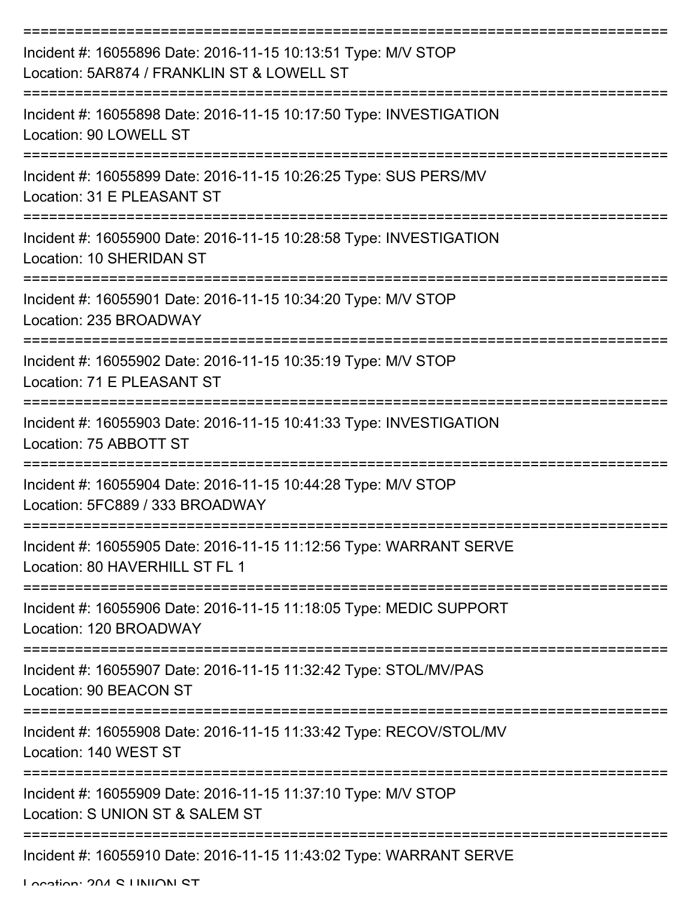===========================================================================

Incident #: 16055896 Date: 2016-11-15 10:13:51 Type: M/V STOP
Location: 5AR874 / FRANKLIN ST & LOWELL ST

===========================================================================

Incident #: 16055898 Date: 2016-11-15 10:17:50 Type: INVESTIGATION
Location: 90 LOWELL ST

===========================================================================

Incident #: 16055899 Date: 2016-11-15 10:26:25 Type: SUS PERS/MV
Location: 31 E PLEASANT ST

===========================================================================

Incident #: 16055900 Date: 2016-11-15 10:28:58 Type: INVESTIGATION
Location: 10 SHERIDAN ST

===========================================================================

Incident #: 16055901 Date: 2016-11-15 10:34:20 Type: M/V STOP
Location: 235 BROADWAY

===========================================================================

Incident #: 16055902 Date: 2016-11-15 10:35:19 Type: M/V STOP
Location: 71 E PLEASANT ST

===========================================================================

Incident #: 16055903 Date: 2016-11-15 10:41:33 Type: INVESTIGATION
Location: 75 ABBOTT ST

===========================================================================

Incident #: 16055904 Date: 2016-11-15 10:44:28 Type: M/V STOP
Location: 5FC889 / 333 BROADWAY

===========================================================================

Incident #: 16055905 Date: 2016-11-15 11:12:56 Type: WARRANT SERVE
Location: 80 HAVERHILL ST FL 1

===========================================================================

Incident #: 16055906 Date: 2016-11-15 11:18:05 Type: MEDIC SUPPORT
Location: 120 BROADWAY

===========================================================================

Incident #: 16055907 Date: 2016-11-15 11:32:42 Type: STOL/MV/PAS
Location: 90 BEACON ST

===========================================================================

Incident #: 16055908 Date: 2016-11-15 11:33:42 Type: RECOV/STOL/MV
Location: 140 WEST ST

===========================================================================

Incident #: 16055909 Date: 2016-11-15 11:37:10 Type: M/V STOP
Location: S UNION ST & SALEM ST

===========================================================================

Incident #: 16055910 Date: 2016-11-15 11:43:02 Type: WARRANT SERVE
Location: 204 S UNION ST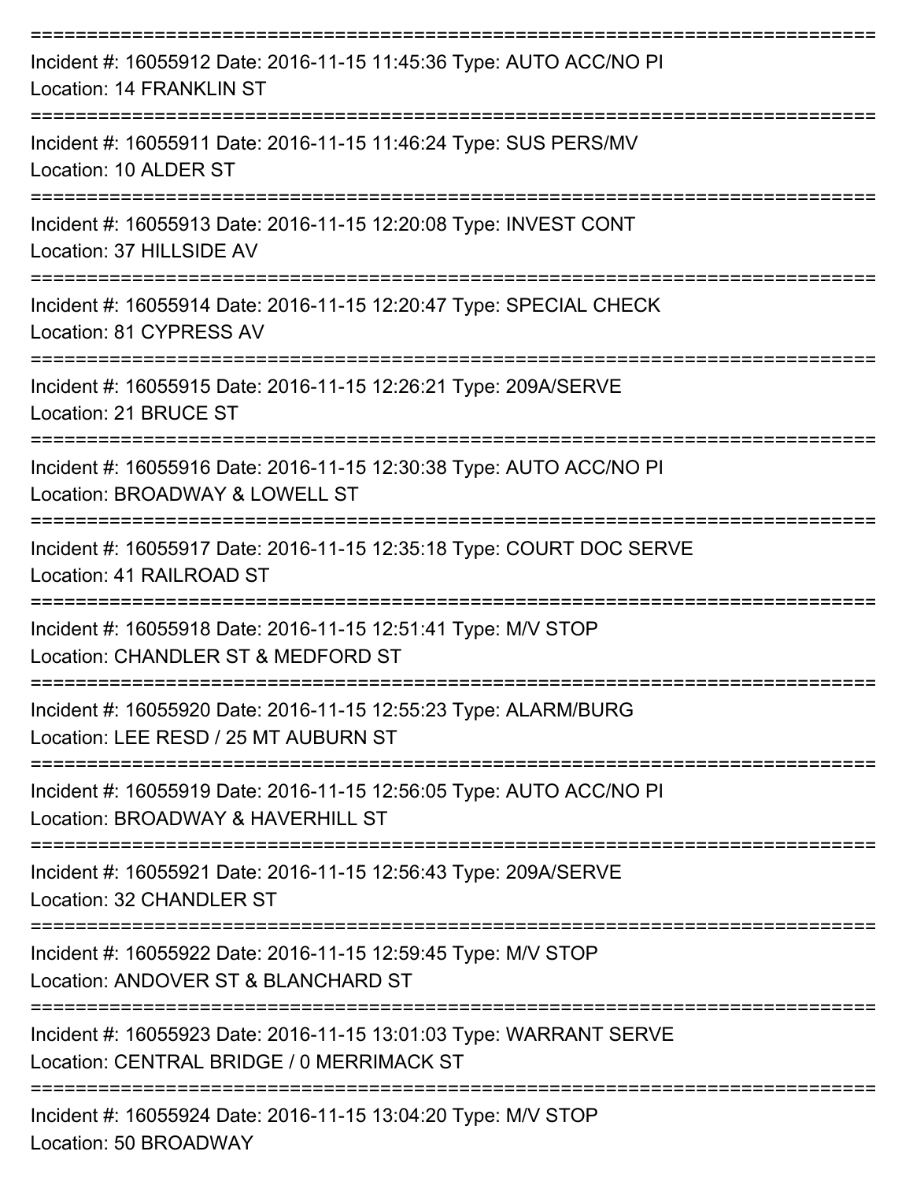===========================================================================

Incident #: 16055912 Date: 2016-11-15 11:45:36 Type: AUTO ACC/NO PI
Location: 14 FRANKLIN ST

===========================================================================

Incident #: 16055911 Date: 2016-11-15 11:46:24 Type: SUS PERS/MV
Location: 10 ALDER ST

===========================================================================

Incident #: 16055913 Date: 2016-11-15 12:20:08 Type: INVEST CONT
Location: 37 HILLSIDE AV

===========================================================================

Incident #: 16055914 Date: 2016-11-15 12:20:47 Type: SPECIAL CHECK
Location: 81 CYPRESS AV

===========================================================================

Incident #: 16055915 Date: 2016-11-15 12:26:21 Type: 209A/SERVE
Location: 21 BRUCE ST

===========================================================================

Incident #: 16055916 Date: 2016-11-15 12:30:38 Type: AUTO ACC/NO PI
Location: BROADWAY & LOWELL ST

===========================================================================

Incident #: 16055917 Date: 2016-11-15 12:35:18 Type: COURT DOC SERVE
Location: 41 RAILROAD ST

===========================================================================

Incident #: 16055918 Date: 2016-11-15 12:51:41 Type: M/V STOP
Location: CHANDLER ST & MEDFORD ST

===========================================================================

Incident #: 16055920 Date: 2016-11-15 12:55:23 Type: ALARM/BURG
Location: LEE RESD / 25 MT AUBURN ST

===========================================================================

Incident #: 16055919 Date: 2016-11-15 12:56:05 Type: AUTO ACC/NO PI
Location: BROADWAY & HAVERHILL ST

===========================================================================

Incident #: 16055921 Date: 2016-11-15 12:56:43 Type: 209A/SERVE
Location: 32 CHANDLER ST

===========================================================================

Incident #: 16055922 Date: 2016-11-15 12:59:45 Type: M/V STOP
Location: ANDOVER ST & BLANCHARD ST

===========================================================================

Incident #: 16055923 Date: 2016-11-15 13:01:03 Type: WARRANT SERVE
Location: CENTRAL BRIDGE / 0 MERRIMACK ST

===========================================================================

Incident #: 16055924 Date: 2016-11-15 13:04:20 Type: M/V STOP
Location: 50 BROADWAY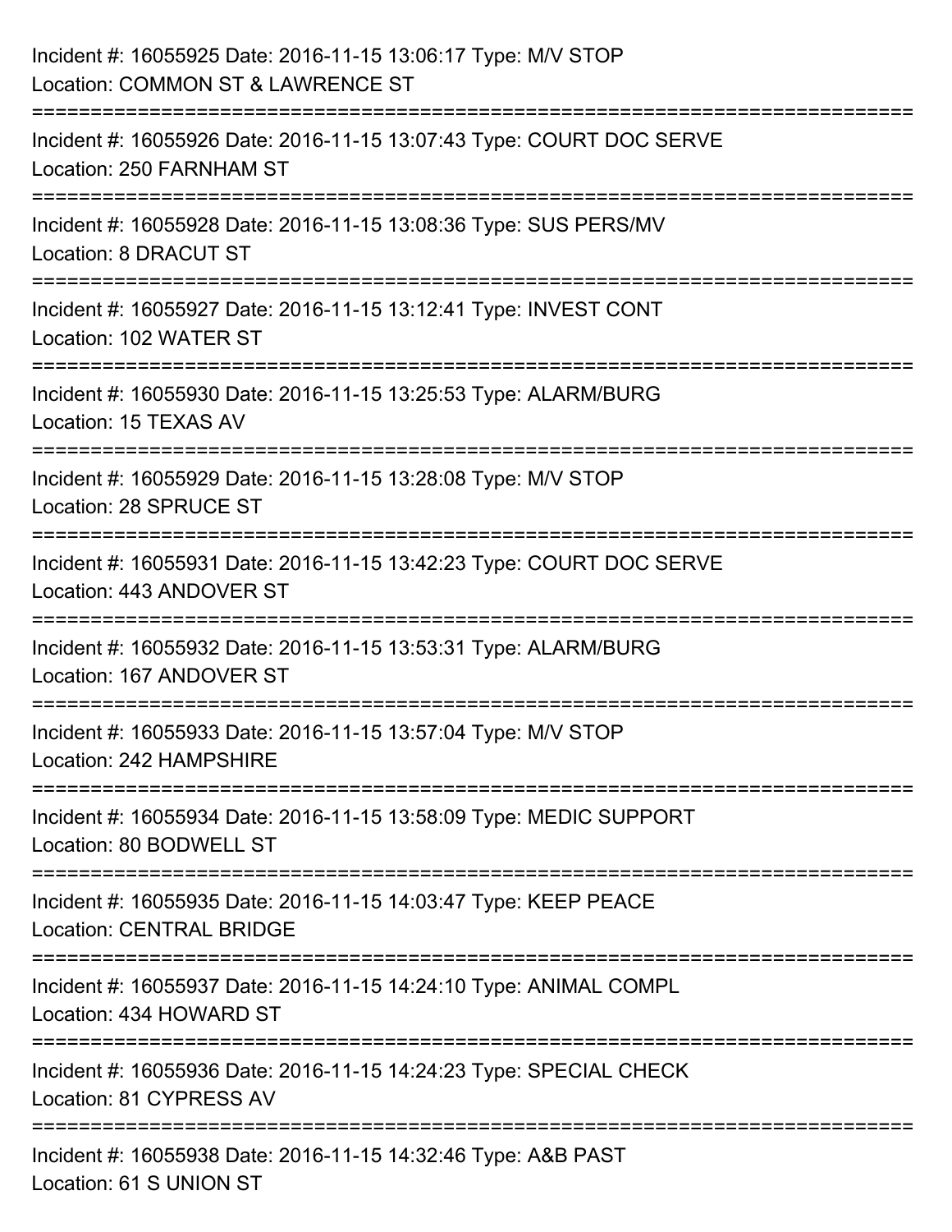Incident #: 16055925 Date: 2016-11-15 13:06:17 Type: M/V STOP
Location: COMMON ST & LAWRENCE ST

===========================================================================

Incident #: 16055926 Date: 2016-11-15 13:07:43 Type: COURT DOC SERVE
Location: 250 FARNHAM ST

===========================================================================

Incident #: 16055928 Date: 2016-11-15 13:08:36 Type: SUS PERS/MV
Location: 8 DRACUT ST

===========================================================================

Incident #: 16055927 Date: 2016-11-15 13:12:41 Type: INVEST CONT
Location: 102 WATER ST

===========================================================================

Incident #: 16055930 Date: 2016-11-15 13:25:53 Type: ALARM/BURG
Location: 15 TEXAS AV

===========================================================================

Incident #: 16055929 Date: 2016-11-15 13:28:08 Type: M/V STOP
Location: 28 SPRUCE ST

===========================================================================

Incident #: 16055931 Date: 2016-11-15 13:42:23 Type: COURT DOC SERVE
Location: 443 ANDOVER ST

===========================================================================

Incident #: 16055932 Date: 2016-11-15 13:53:31 Type: ALARM/BURG
Location: 167 ANDOVER ST

===========================================================================

Incident #: 16055933 Date: 2016-11-15 13:57:04 Type: M/V STOP
Location: 242 HAMPSHIRE

===========================================================================

Incident #: 16055934 Date: 2016-11-15 13:58:09 Type: MEDIC SUPPORT
Location: 80 BODWELL ST

===========================================================================

Incident #: 16055935 Date: 2016-11-15 14:03:47 Type: KEEP PEACE
Location: CENTRAL BRIDGE

===========================================================================

Incident #: 16055937 Date: 2016-11-15 14:24:10 Type: ANIMAL COMPL
Location: 434 HOWARD ST

===========================================================================

Incident #: 16055936 Date: 2016-11-15 14:24:23 Type: SPECIAL CHECK
Location: 81 CYPRESS AV

===========================================================================

Incident #: 16055938 Date: 2016-11-15 14:32:46 Type: A&B PAST
Location: 61 S UNION ST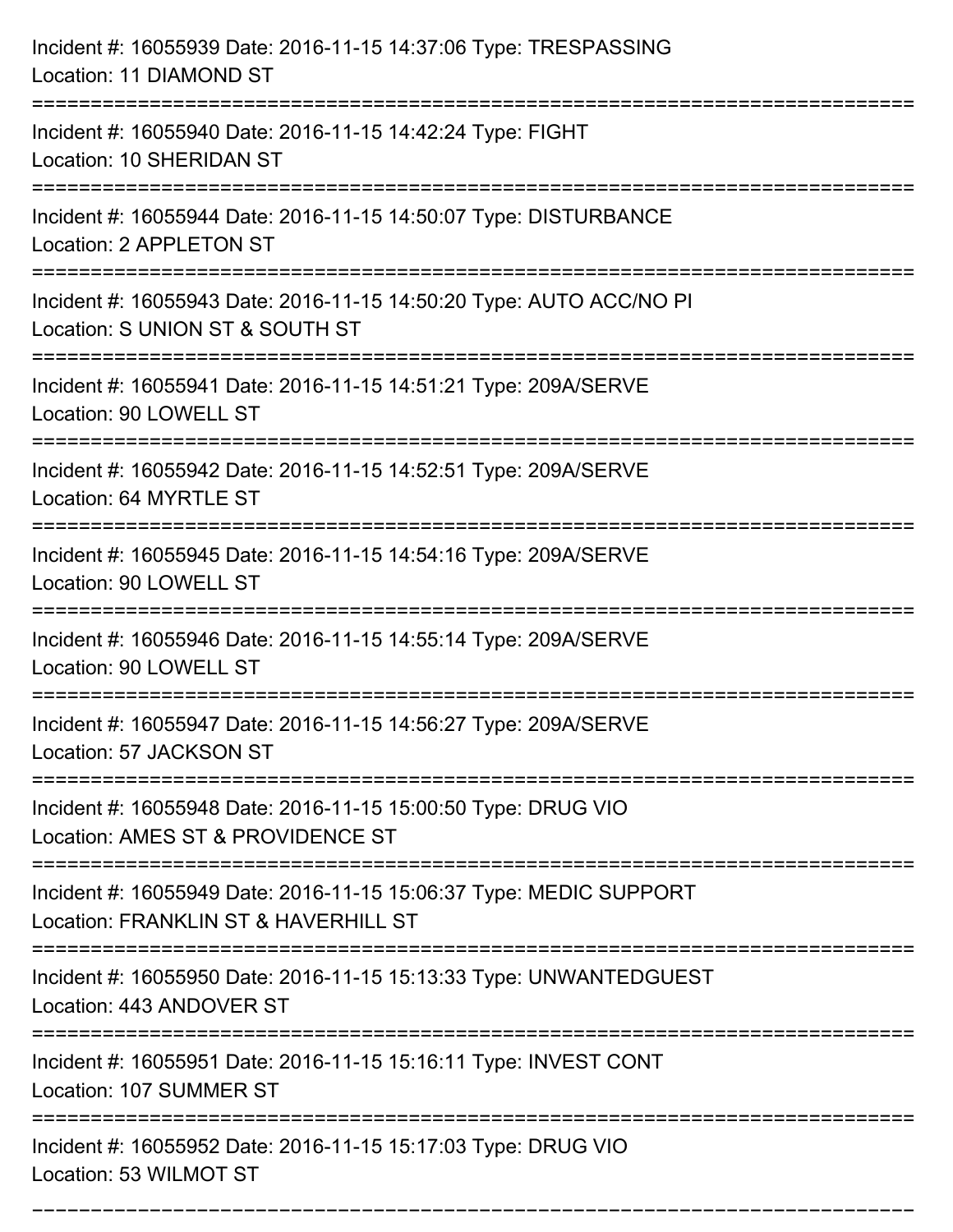Incident #: 16055939 Date: 2016-11-15 14:37:06 Type: TRESPASSING
Location: 11 DIAMOND ST

===========================================================================

Incident #: 16055940 Date: 2016-11-15 14:42:24 Type: FIGHT
Location: 10 SHERIDAN ST

===========================================================================

Incident #: 16055944 Date: 2016-11-15 14:50:07 Type: DISTURBANCE
Location: 2 APPLETON ST

===========================================================================

Incident #: 16055943 Date: 2016-11-15 14:50:20 Type: AUTO ACC/NO PI
Location: S UNION ST & SOUTH ST

===========================================================================

Incident #: 16055941 Date: 2016-11-15 14:51:21 Type: 209A/SERVE
Location: 90 LOWELL ST

===========================================================================

Incident #: 16055942 Date: 2016-11-15 14:52:51 Type: 209A/SERVE
Location: 64 MYRTLE ST

===========================================================================

Incident #: 16055945 Date: 2016-11-15 14:54:16 Type: 209A/SERVE
Location: 90 LOWELL ST

===========================================================================

Incident #: 16055946 Date: 2016-11-15 14:55:14 Type: 209A/SERVE
Location: 90 LOWELL ST

===========================================================================

Incident #: 16055947 Date: 2016-11-15 14:56:27 Type: 209A/SERVE
Location: 57 JACKSON ST

===========================================================================

Incident #: 16055948 Date: 2016-11-15 15:00:50 Type: DRUG VIO
Location: AMES ST & PROVIDENCE ST

===========================================================================

Incident #: 16055949 Date: 2016-11-15 15:06:37 Type: MEDIC SUPPORT
Location: FRANKLIN ST & HAVERHILL ST

===========================================================================

Incident #: 16055950 Date: 2016-11-15 15:13:33 Type: UNWANTEDGUEST
Location: 443 ANDOVER ST

===========================================================================

Incident #: 16055951 Date: 2016-11-15 15:16:11 Type: INVEST CONT
Location: 107 SUMMER ST

===========================================================================

Incident #: 16055952 Date: 2016-11-15 15:17:03 Type: DRUG VIO
Location: 53 WILMOT ST

===========================================================================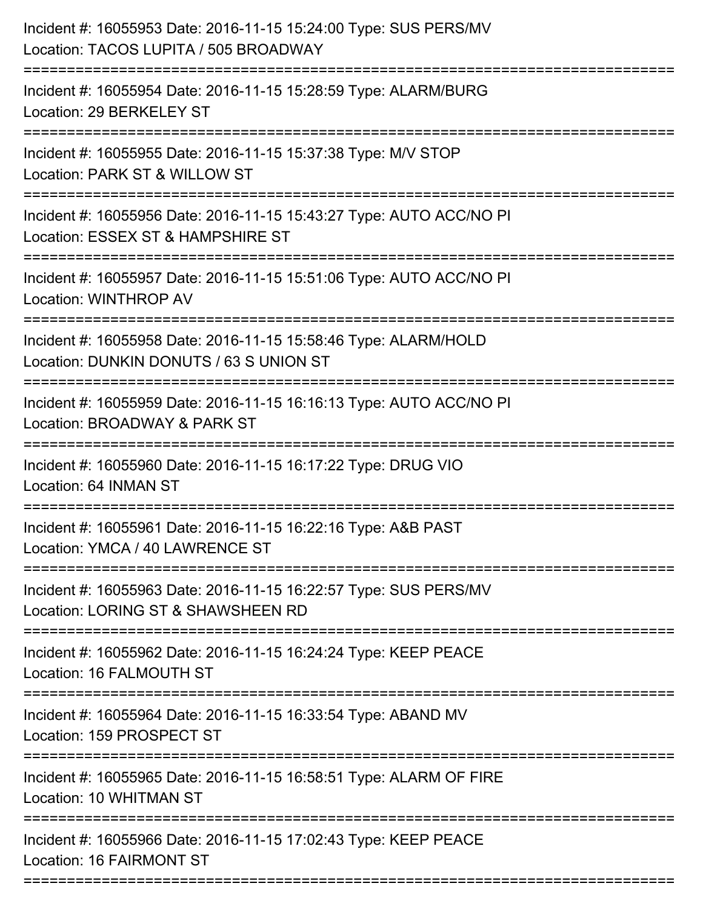Incident #: 16055953 Date: 2016-11-15 15:24:00 Type: SUS PERS/MV
Location: TACOS LUPITA / 505 BROADWAY

===========================================================================

Incident #: 16055954 Date: 2016-11-15 15:28:59 Type: ALARM/BURG
Location: 29 BERKELEY ST

===========================================================================

Incident #: 16055955 Date: 2016-11-15 15:37:38 Type: M/V STOP
Location: PARK ST & WILLOW ST

===========================================================================

Incident #: 16055956 Date: 2016-11-15 15:43:27 Type: AUTO ACC/NO PI
Location: ESSEX ST & HAMPSHIRE ST

===========================================================================

Incident #: 16055957 Date: 2016-11-15 15:51:06 Type: AUTO ACC/NO PI
Location: WINTHROP AV

===========================================================================

Incident #: 16055958 Date: 2016-11-15 15:58:46 Type: ALARM/HOLD
Location: DUNKIN DONUTS / 63 S UNION ST

===========================================================================

Incident #: 16055959 Date: 2016-11-15 16:16:13 Type: AUTO ACC/NO PI
Location: BROADWAY & PARK ST

===========================================================================

Incident #: 16055960 Date: 2016-11-15 16:17:22 Type: DRUG VIO
Location: 64 INMAN ST

===========================================================================

Incident #: 16055961 Date: 2016-11-15 16:22:16 Type: A&B PAST
Location: YMCA / 40 LAWRENCE ST

===========================================================================

Incident #: 16055963 Date: 2016-11-15 16:22:57 Type: SUS PERS/MV
Location: LORING ST & SHAWSHEEN RD

===========================================================================

Incident #: 16055962 Date: 2016-11-15 16:24:24 Type: KEEP PEACE
Location: 16 FALMOUTH ST

===========================================================================

Incident #: 16055964 Date: 2016-11-15 16:33:54 Type: ABAND MV
Location: 159 PROSPECT ST

===========================================================================

Incident #: 16055965 Date: 2016-11-15 16:58:51 Type: ALARM OF FIRE
Location: 10 WHITMAN ST

===========================================================================

Incident #: 16055966 Date: 2016-11-15 17:02:43 Type: KEEP PEACE
Location: 16 FAIRMONT ST

===========================================================================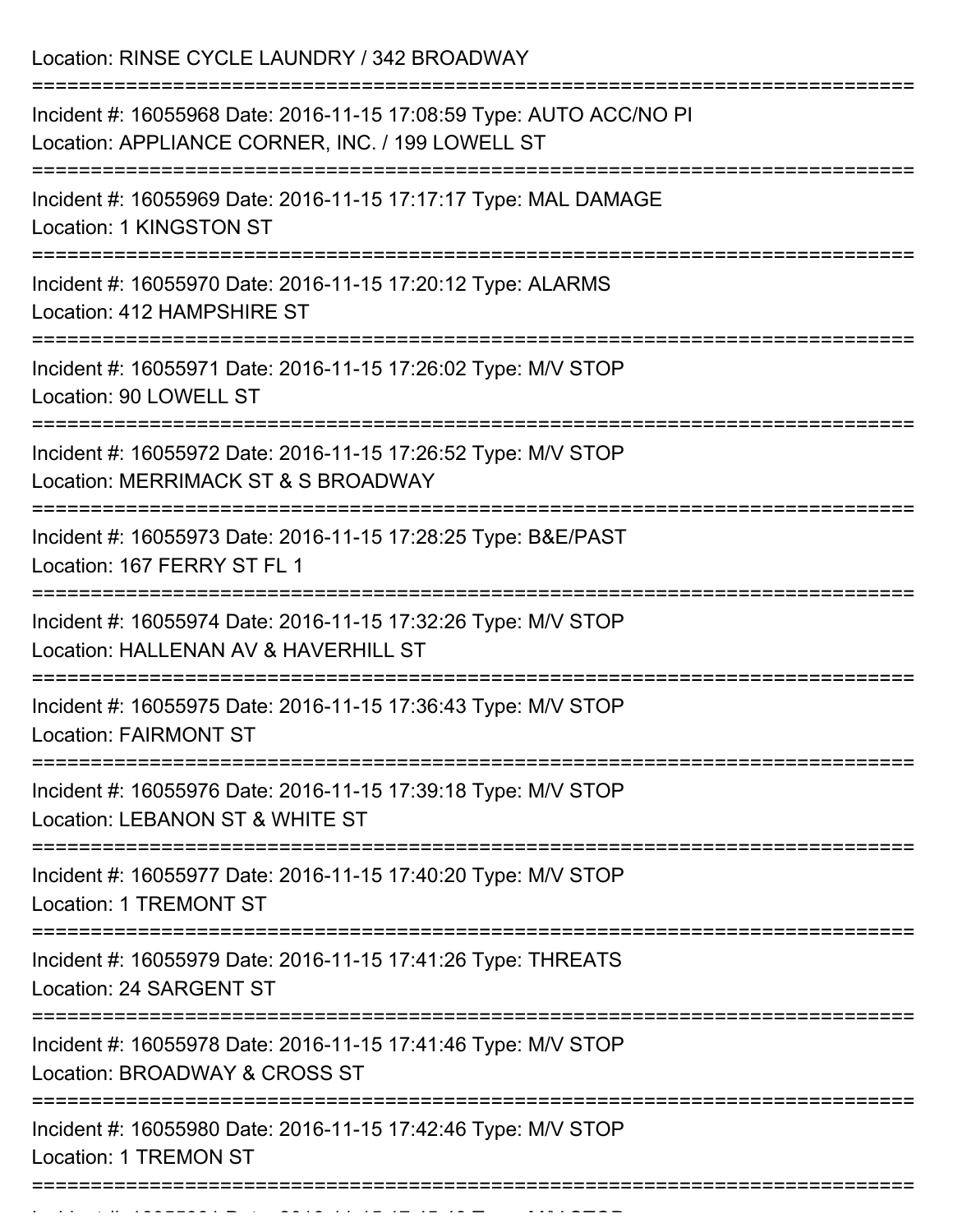Location: RINSE CYCLE LAUNDRY / 342 BROADWAY

===========================================================================

Incident #: 16055968 Date: 2016-11-15 17:08:59 Type: AUTO ACC/NO PI
Location: APPLIANCE CORNER, INC. / 199 LOWELL ST

===========================================================================

Incident #: 16055969 Date: 2016-11-15 17:17:17 Type: MAL DAMAGE
Location: 1 KINGSTON ST

===========================================================================

Incident #: 16055970 Date: 2016-11-15 17:20:12 Type: ALARMS
Location: 412 HAMPSHIRE ST

===========================================================================

Incident #: 16055971 Date: 2016-11-15 17:26:02 Type: M/V STOP
Location: 90 LOWELL ST

===========================================================================

Incident #: 16055972 Date: 2016-11-15 17:26:52 Type: M/V STOP
Location: MERRIMACK ST & S BROADWAY

===========================================================================

Incident #: 16055973 Date: 2016-11-15 17:28:25 Type: B&E/PAST
Location: 167 FERRY ST FL 1

===========================================================================

Incident #: 16055974 Date: 2016-11-15 17:32:26 Type: M/V STOP
Location: HALLENAN AV & HAVERHILL ST

===========================================================================

Incident #: 16055975 Date: 2016-11-15 17:36:43 Type: M/V STOP
Location: FAIRMONT ST

===========================================================================

Incident #: 16055976 Date: 2016-11-15 17:39:18 Type: M/V STOP
Location: LEBANON ST & WHITE ST

===========================================================================

Incident #: 16055977 Date: 2016-11-15 17:40:20 Type: M/V STOP
Location: 1 TREMONT ST

===========================================================================

Incident #: 16055979 Date: 2016-11-15 17:41:26 Type: THREATS
Location: 24 SARGENT ST

===========================================================================

Incident #: 16055978 Date: 2016-11-15 17:41:46 Type: M/V STOP
Location: BROADWAY & CROSS ST

===========================================================================

Incident #: 16055980 Date: 2016-11-15 17:42:46 Type: M/V STOP
Location: 1 TREMON ST

===========================================================================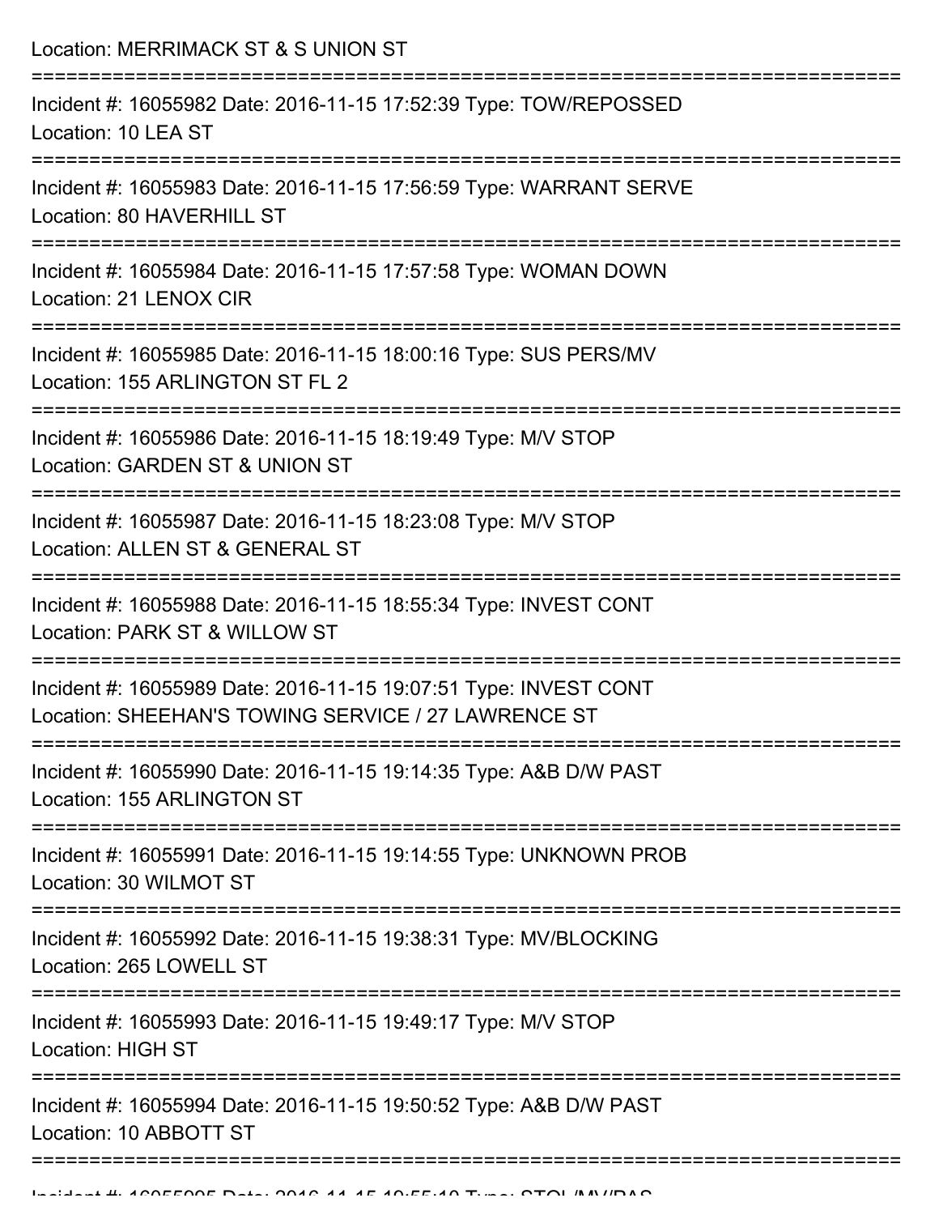Location: MERRIMACK ST & S UNION ST

===========================================================================

Incident #: 16055982 Date: 2016-11-15 17:52:39 Type: TOW/REPOSSED
Location: 10 LEA ST

===========================================================================

Incident #: 16055983 Date: 2016-11-15 17:56:59 Type: WARRANT SERVE
Location: 80 HAVERHILL ST

===========================================================================

Incident #: 16055984 Date: 2016-11-15 17:57:58 Type: WOMAN DOWN
Location: 21 LENOX CIR

===========================================================================

Incident #: 16055985 Date: 2016-11-15 18:00:16 Type: SUS PERS/MV
Location: 155 ARLINGTON ST FL 2

===========================================================================

Incident #: 16055986 Date: 2016-11-15 18:19:49 Type: M/V STOP
Location: GARDEN ST & UNION ST

===========================================================================

Incident #: 16055987 Date: 2016-11-15 18:23:08 Type: M/V STOP
Location: ALLEN ST & GENERAL ST

===========================================================================

Incident #: 16055988 Date: 2016-11-15 18:55:34 Type: INVEST CONT
Location: PARK ST & WILLOW ST

===========================================================================

Incident #: 16055989 Date: 2016-11-15 19:07:51 Type: INVEST CONT
Location: SHEEHAN'S TOWING SERVICE / 27 LAWRENCE ST

===========================================================================

Incident #: 16055990 Date: 2016-11-15 19:14:35 Type: A&B D/W PAST
Location: 155 ARLINGTON ST

===========================================================================

Incident #: 16055991 Date: 2016-11-15 19:14:55 Type: UNKNOWN PROB
Location: 30 WILMOT ST

===========================================================================

Incident #: 16055992 Date: 2016-11-15 19:38:31 Type: MV/BLOCKING
Location: 265 LOWELL ST

===========================================================================

Incident #: 16055993 Date: 2016-11-15 19:49:17 Type: M/V STOP
Location: HIGH ST

===========================================================================

Incident #: 16055994 Date: 2016-11-15 19:50:52 Type: A&B D/W PAST
Location: 10 ABBOTT ST

===========================================================================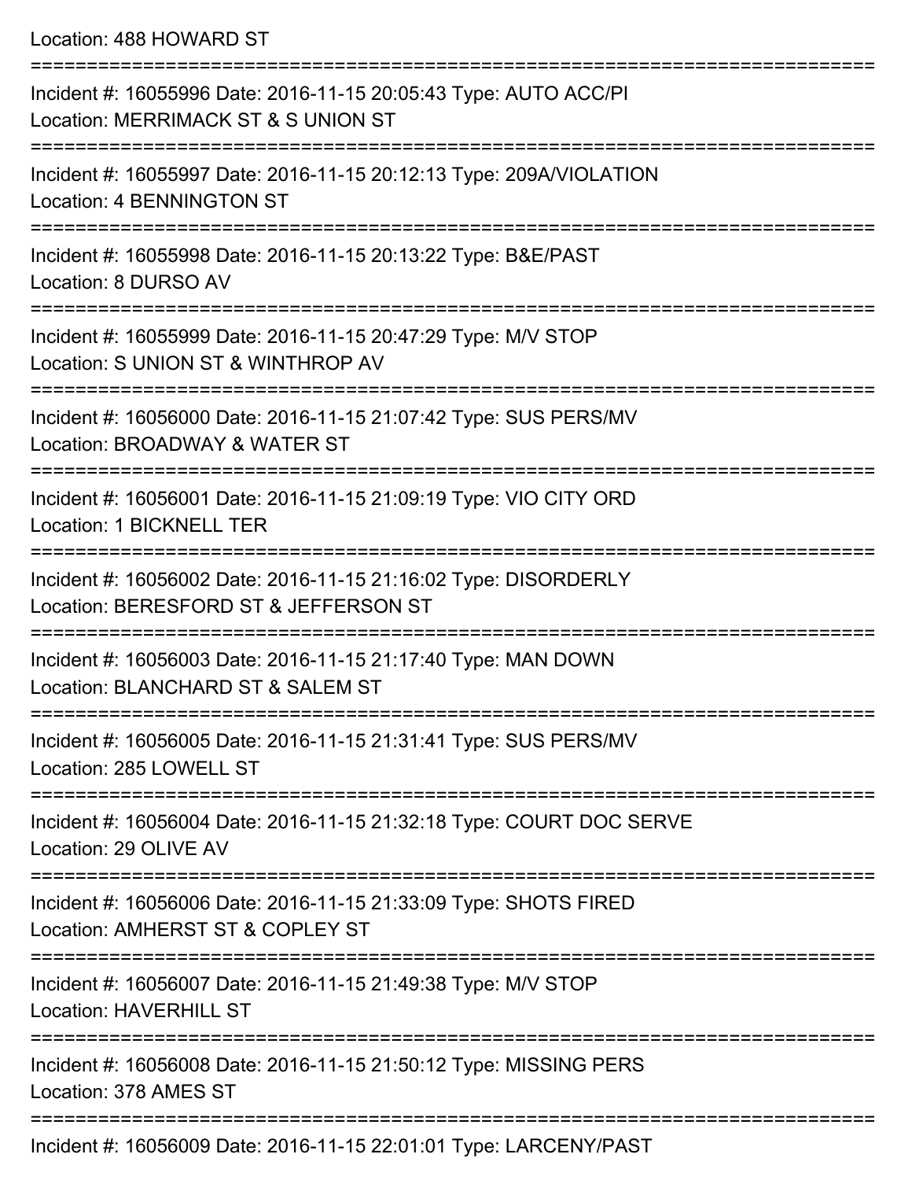Location: 488 HOWARD ST

===========================================================================

Incident #: 16055996 Date: 2016-11-15 20:05:43 Type: AUTO ACC/PI
Location: MERRIMACK ST & S UNION ST

===========================================================================

Incident #: 16055997 Date: 2016-11-15 20:12:13 Type: 209A/VIOLATION
Location: 4 BENNINGTON ST

===========================================================================

Incident #: 16055998 Date: 2016-11-15 20:13:22 Type: B&E/PAST
Location: 8 DURSO AV

===========================================================================

Incident #: 16055999 Date: 2016-11-15 20:47:29 Type: M/V STOP
Location: S UNION ST & WINTHROP AV

===========================================================================

Incident #: 16056000 Date: 2016-11-15 21:07:42 Type: SUS PERS/MV
Location: BROADWAY & WATER ST

===========================================================================

Incident #: 16056001 Date: 2016-11-15 21:09:19 Type: VIO CITY ORD
Location: 1 BICKNELL TER

===========================================================================

Incident #: 16056002 Date: 2016-11-15 21:16:02 Type: DISORDERLY
Location: BERESFORD ST & JEFFERSON ST

===========================================================================

Incident #: 16056003 Date: 2016-11-15 21:17:40 Type: MAN DOWN
Location: BLANCHARD ST & SALEM ST

===========================================================================

Incident #: 16056005 Date: 2016-11-15 21:31:41 Type: SUS PERS/MV
Location: 285 LOWELL ST

===========================================================================

Incident #: 16056004 Date: 2016-11-15 21:32:18 Type: COURT DOC SERVE
Location: 29 OLIVE AV

===========================================================================

Incident #: 16056006 Date: 2016-11-15 21:33:09 Type: SHOTS FIRED
Location: AMHERST ST & COPLEY ST

===========================================================================

Incident #: 16056007 Date: 2016-11-15 21:49:38 Type: M/V STOP
Location: HAVERHILL ST

===========================================================================

Incident #: 16056008 Date: 2016-11-15 21:50:12 Type: MISSING PERS
Location: 378 AMES ST

===========================================================================

Incident #: 16056009 Date: 2016-11-15 22:01:01 Type: LARCENY/PAST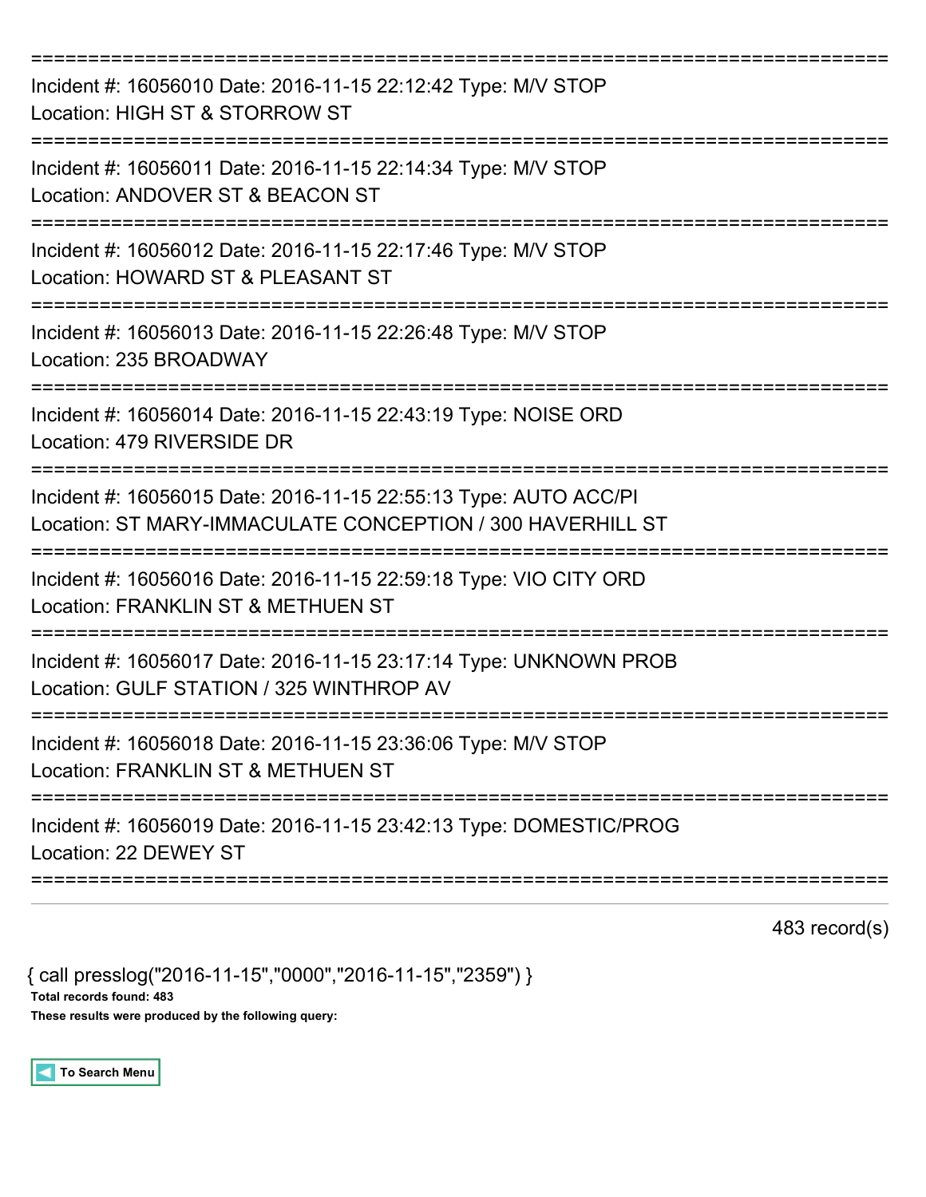===========================================================================

Incident #: 16056010 Date: 2016-11-15 22:12:42 Type: M/V STOP
Location: HIGH ST & STORROW ST

===========================================================================

Incident #: 16056011 Date: 2016-11-15 22:14:34 Type: M/V STOP
Location: ANDOVER ST & BEACON ST

===========================================================================

Incident #: 16056012 Date: 2016-11-15 22:17:46 Type: M/V STOP
Location: HOWARD ST & PLEASANT ST

===========================================================================

Incident #: 16056013 Date: 2016-11-15 22:26:48 Type: M/V STOP
Location: 235 BROADWAY

===========================================================================

Incident #: 16056014 Date: 2016-11-15 22:43:19 Type: NOISE ORD
Location: 479 RIVERSIDE DR

===========================================================================

Incident #: 16056015 Date: 2016-11-15 22:55:13 Type: AUTO ACC/PI
Location: ST MARY-IMMACULATE CONCEPTION / 300 HAVERHILL ST

===========================================================================

Incident #: 16056016 Date: 2016-11-15 22:59:18 Type: VIO CITY ORD
Location: FRANKLIN ST & METHUEN ST

===========================================================================

Incident #: 16056017 Date: 2016-11-15 23:17:14 Type: UNKNOWN PROB
Location: GULF STATION / 325 WINTHROP AV

===========================================================================

Incident #: 16056018 Date: 2016-11-15 23:36:06 Type: M/V STOP
Location: FRANKLIN ST & METHUEN ST

===========================================================================

Incident #: 16056019 Date: 2016-11-15 23:42:13 Type: DOMESTIC/PROG
Location: 22 DEWEY ST

===========================================================================

483 record(s)

{ call presslog("2016-11-15","0000","2016-11-15","2359") }

**Total records found: 483**

**These results were produced by the following query:**

To Search Menu